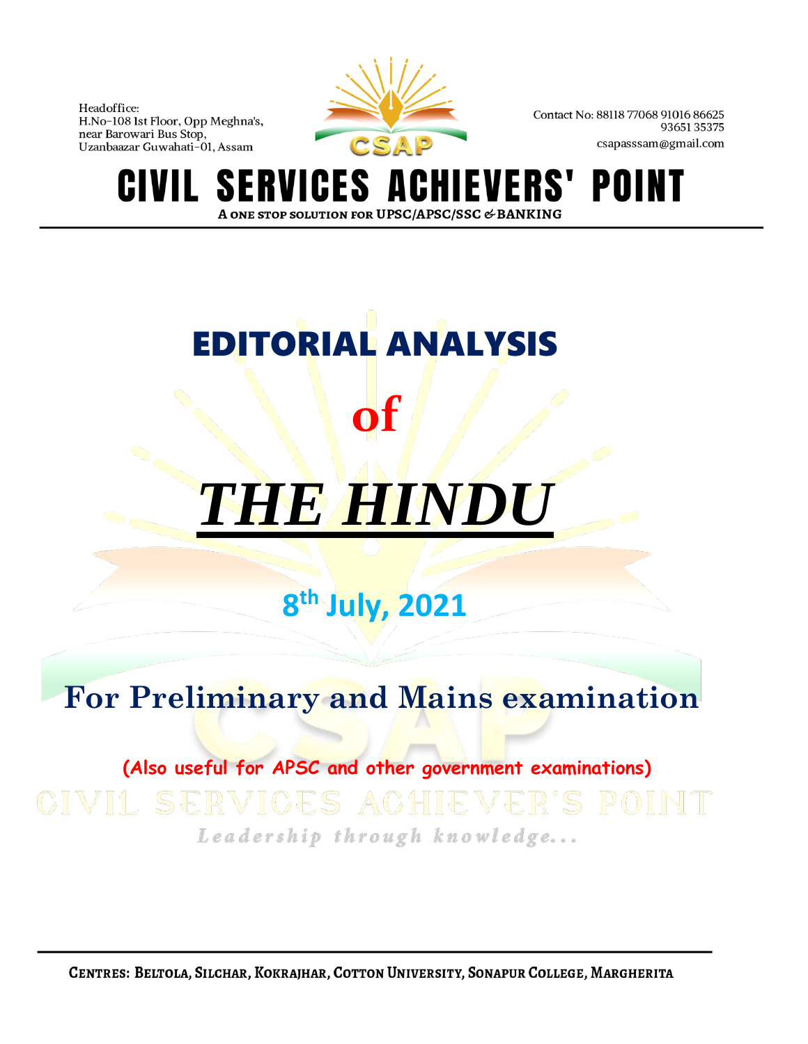Headoffice:
H.No-108 Ist Floor, Opp Meghna's,
near Barowari Bus Stop,
Uzanbaazar Guwahati-01, Assam

Contact No: 88118 77068 91016 86625
93651 35375
csapasssam@gmail.com

# CIVIL SERVICES ACHIEVERS' POINT

A ONE STOP SOLUTION FOR UPSC/APSC/SSC & BANKING

# EDITORIAL ANALYSIS

# of

# *THE HINDU*

## 8th July, 2021

## For Preliminary and Mains examination

**(Also useful for APSC and other government examinations)**

CIVIL SERVICES ACHIEVER'S POINT

*Leadership through knowledge...*

CENTRES: BELTOLA, SILCHAR, KOKRAJHAR, COTTON UNIVERSITY, SONAPUR COLLEGE, MARGHERITA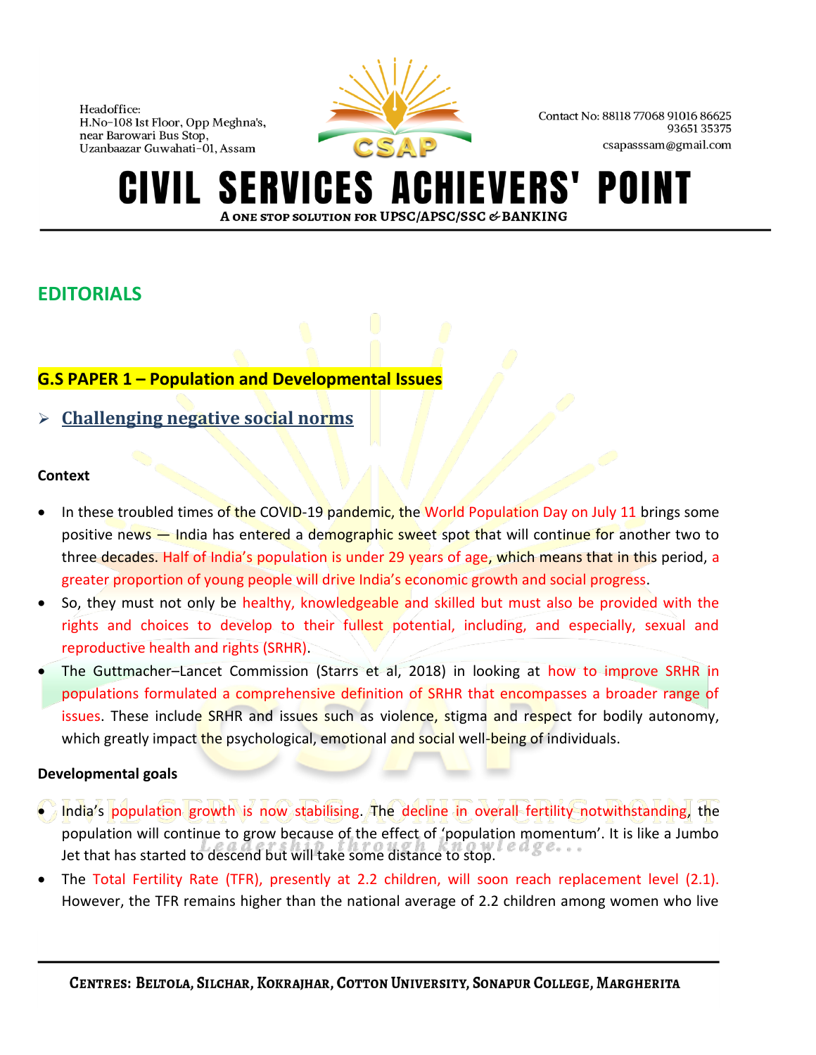## EDITORIALS

**G.S PAPER 1 – Population and Developmental Issues**

➢ **Challenging negative social norms**

**Context**

- In these troubled times of the COVID-19 pandemic, the World Population Day on July 11 brings some positive news — India has entered a demographic sweet spot that will continue for another two to three decades. Half of India's population is under 29 years of age, which means that in this period, a greater proportion of young people will drive India's economic growth and social progress.
- So, they must not only be healthy, knowledgeable and skilled but must also be provided with the rights and choices to develop to their fullest potential, including, and especially, sexual and reproductive health and rights (SRHR).
- The Guttmacher–Lancet Commission (Starrs et al, 2018) in looking at how to improve SRHR in populations formulated a comprehensive definition of SRHR that encompasses a broader range of issues. These include SRHR and issues such as violence, stigma and respect for bodily autonomy, which greatly impact the psychological, emotional and social well-being of individuals.

**Developmental goals**

- India's population growth is now stabilising. The decline in overall fertility notwithstanding, the population will continue to grow because of the effect of 'population momentum'. It is like a Jumbo Jet that has started to descend but will take some distance to stop.
- The Total Fertility Rate (TFR), presently at 2.2 children, will soon reach replacement level (2.1). However, the TFR remains higher than the national average of 2.2 children among women who live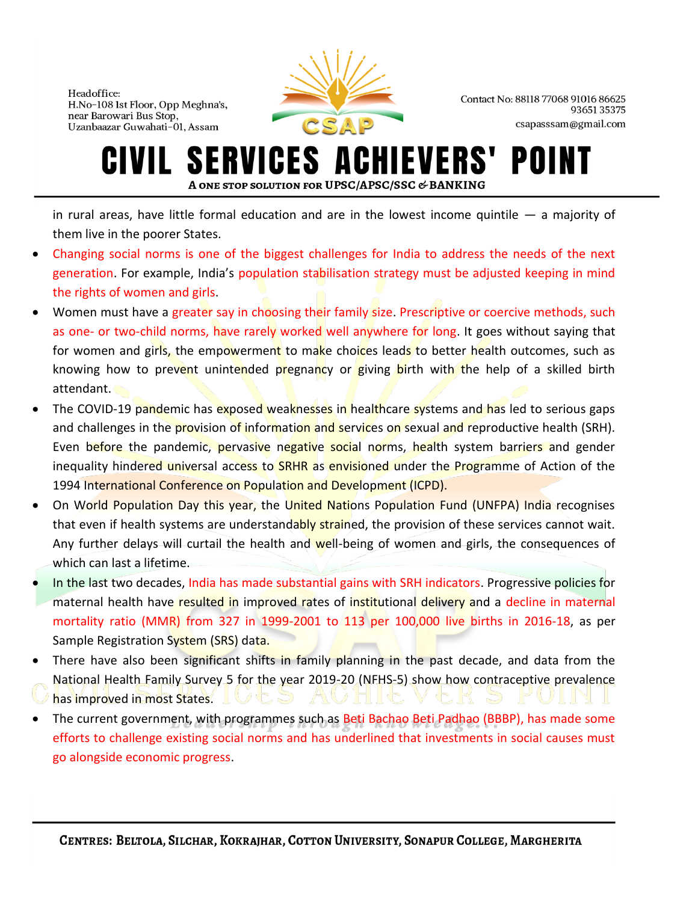in rural areas, have little formal education and are in the lowest income quintile — a majority of them live in the poorer States.

- Changing social norms is one of the biggest challenges for India to address the needs of the next generation. For example, India's population stabilisation strategy must be adjusted keeping in mind the rights of women and girls.
- Women must have a greater say in choosing their family size. Prescriptive or coercive methods, such as one- or two-child norms, have rarely worked well anywhere for long. It goes without saying that for women and girls, the empowerment to make choices leads to better health outcomes, such as knowing how to prevent unintended pregnancy or giving birth with the help of a skilled birth attendant.
- The COVID-19 pandemic has exposed weaknesses in healthcare systems and has led to serious gaps and challenges in the provision of information and services on sexual and reproductive health (SRH). Even before the pandemic, pervasive negative social norms, health system barriers and gender inequality hindered universal access to SRHR as envisioned under the Programme of Action of the 1994 International Conference on Population and Development (ICPD).
- On World Population Day this year, the United Nations Population Fund (UNFPA) India recognises that even if health systems are understandably strained, the provision of these services cannot wait. Any further delays will curtail the health and well-being of women and girls, the consequences of which can last a lifetime.
- In the last two decades, India has made substantial gains with SRH indicators. Progressive policies for maternal health have resulted in improved rates of institutional delivery and a decline in maternal mortality ratio (MMR) from 327 in 1999-2001 to 113 per 100,000 live births in 2016-18, as per Sample Registration System (SRS) data.
- There have also been significant shifts in family planning in the past decade, and data from the National Health Family Survey 5 for the year 2019-20 (NFHS-5) show how contraceptive prevalence has improved in most States.
- The current government, with programmes such as Beti Bachao Beti Padhao (BBBP), has made some efforts to challenge existing social norms and has underlined that investments in social causes must go alongside economic progress.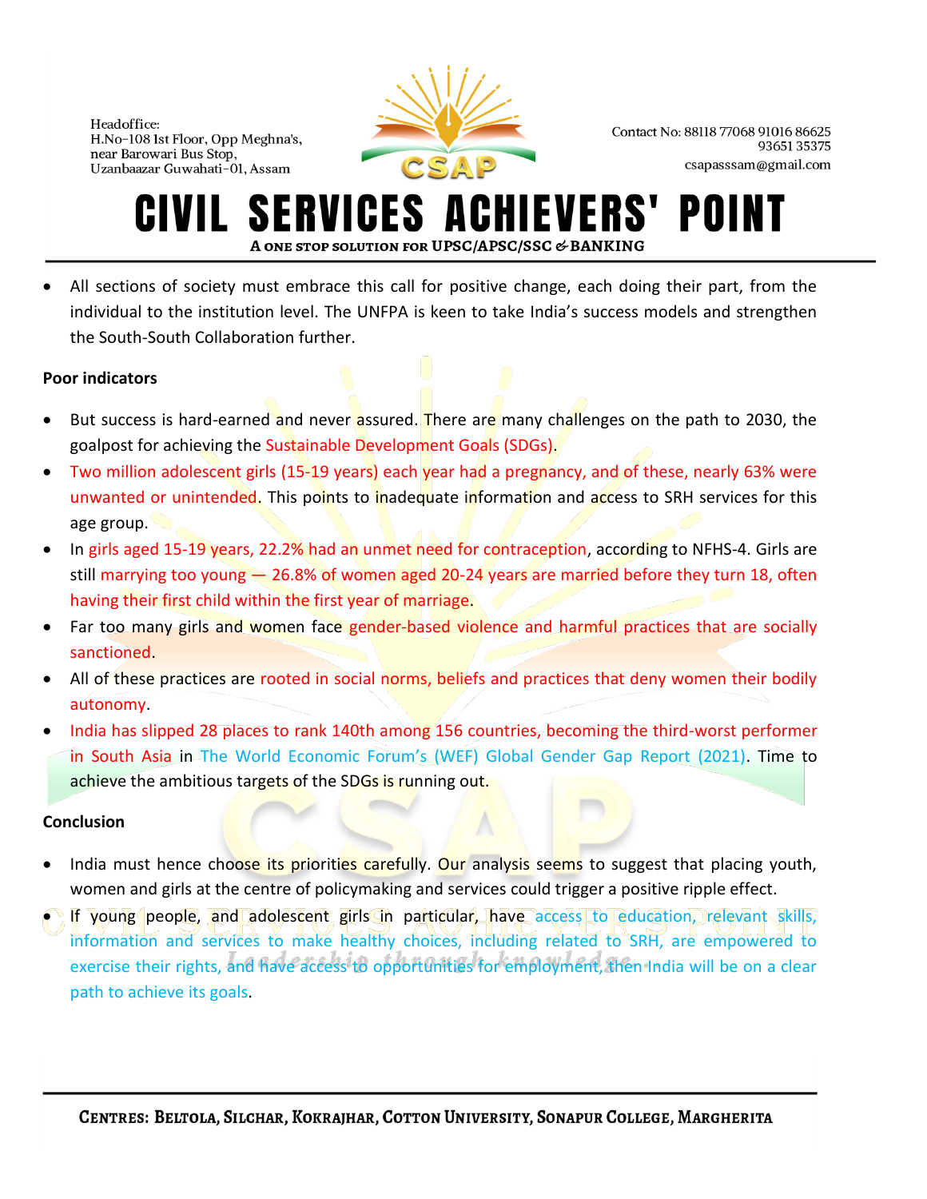- All sections of society must embrace this call for positive change, each doing their part, from the individual to the institution level. The UNFPA is keen to take India's success models and strengthen the South-South Collaboration further.

**Poor indicators**

- But success is hard-earned and never assured. There are many challenges on the path to 2030, the goalpost for achieving the Sustainable Development Goals (SDGs).
- Two million adolescent girls (15-19 years) each year had a pregnancy, and of these, nearly 63% were unwanted or unintended. This points to inadequate information and access to SRH services for this age group.
- In girls aged 15-19 years, 22.2% had an unmet need for contraception, according to NFHS-4. Girls are still marrying too young — 26.8% of women aged 20-24 years are married before they turn 18, often having their first child within the first year of marriage.
- Far too many girls and women face gender-based violence and harmful practices that are socially sanctioned.
- All of these practices are rooted in social norms, beliefs and practices that deny women their bodily autonomy.
- India has slipped 28 places to rank 140th among 156 countries, becoming the third-worst performer in South Asia in The World Economic Forum's (WEF) Global Gender Gap Report (2021). Time to achieve the ambitious targets of the SDGs is running out.

**Conclusion**

- India must hence choose its priorities carefully. Our analysis seems to suggest that placing youth, women and girls at the centre of policymaking and services could trigger a positive ripple effect.
- If young people, and adolescent girls in particular, have access to education, relevant skills, information and services to make healthy choices, including related to SRH, are empowered to exercise their rights, and have access to opportunities for employment, then India will be on a clear path to achieve its goals.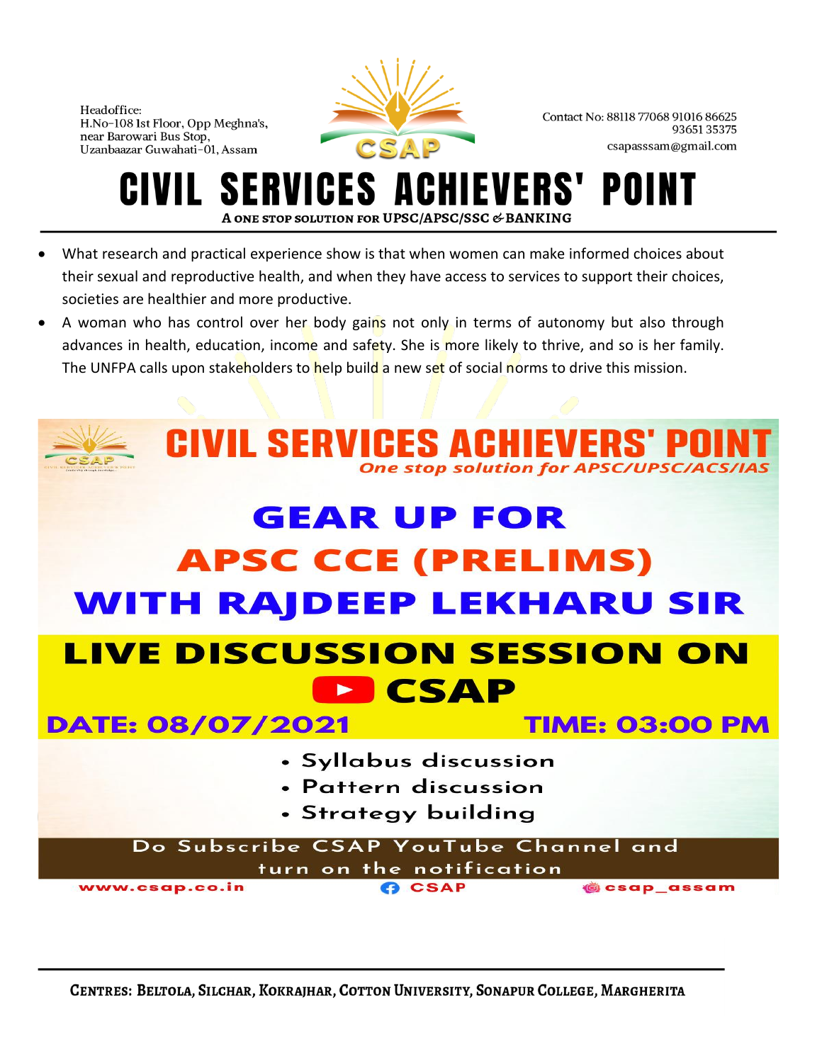- What research and practical experience show is that when women can make informed choices about their sexual and reproductive health, and when they have access to services to support their choices, societies are healthier and more productive.
- A woman who has control over her body gains not only in terms of autonomy but also through advances in health, education, income and safety. She is more likely to thrive, and so is her family. The UNFPA calls upon stakeholders to help build a new set of social norms to drive this mission.

# CIVIL SERVICES ACHIEVERS' POINT

*One stop solution for APSC/UPSC/ACS/IAS*

## GEAR UP FOR APSC CCE (PRELIMS) WITH RAJDEEP LEKHARU SIR

### LIVE DISCUSSION SESSION ON CSAP

**DATE: 08/07/2021** **TIME: 03:00 PM**

- Syllabus discussion
- Pattern discussion
- Strategy building

Do Subscribe CSAP YouTube Channel and turn on the notification

www.csap.co.in CSAP csap_assam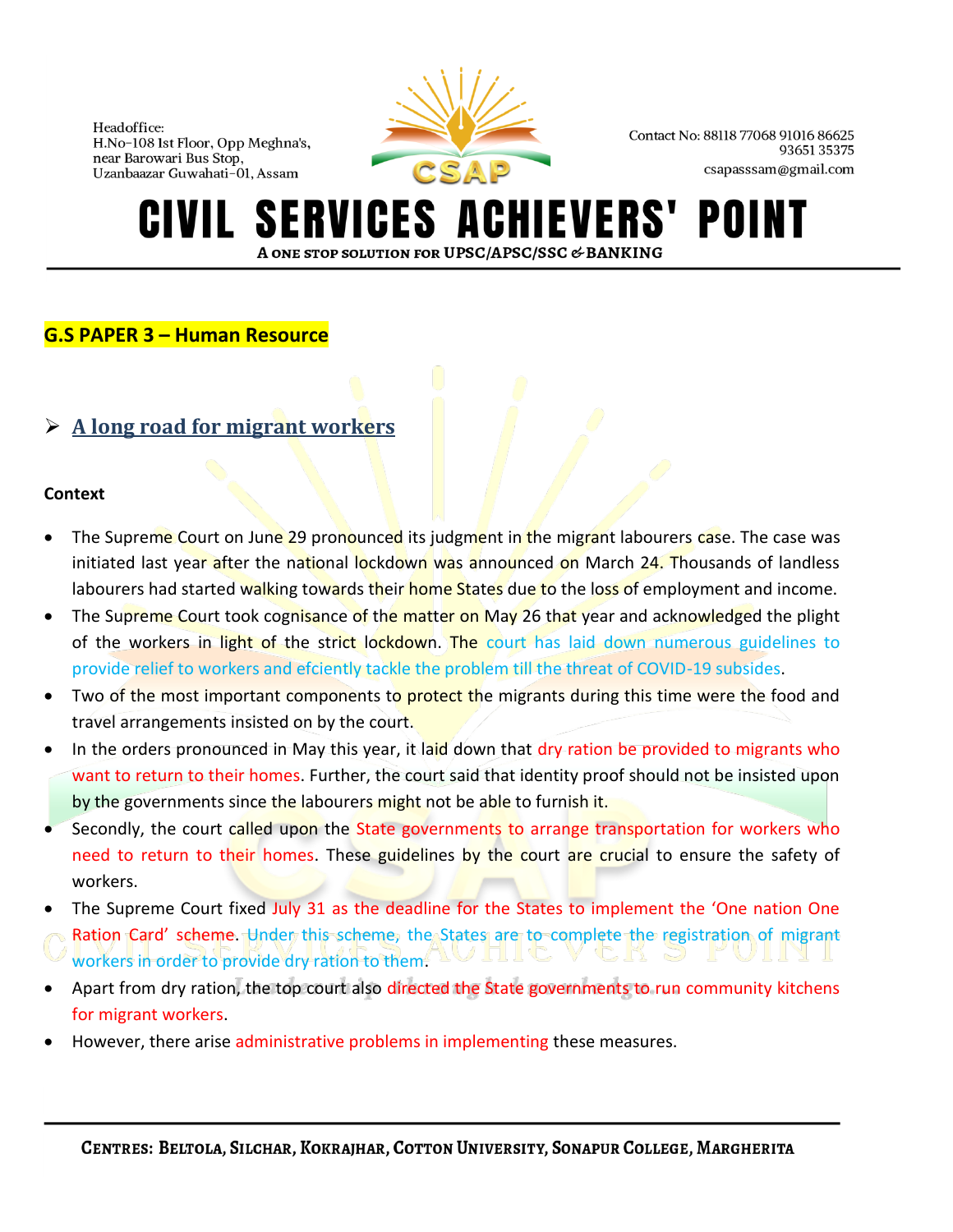**G.S PAPER 3 – Human Resource**

## ➢ A long road for migrant workers

**Context**

- The Supreme Court on June 29 pronounced its judgment in the migrant labourers case. The case was initiated last year after the national lockdown was announced on March 24. Thousands of landless labourers had started walking towards their home States due to the loss of employment and income.
- The Supreme Court took cognisance of the matter on May 26 that year and acknowledged the plight of the workers in light of the strict lockdown. The court has laid down numerous guidelines to provide relief to workers and efciently tackle the problem till the threat of COVID-19 subsides.
- Two of the most important components to protect the migrants during this time were the food and travel arrangements insisted on by the court.
- In the orders pronounced in May this year, it laid down that dry ration be provided to migrants who want to return to their homes. Further, the court said that identity proof should not be insisted upon by the governments since the labourers might not be able to furnish it.
- Secondly, the court called upon the State governments to arrange transportation for workers who need to return to their homes. These guidelines by the court are crucial to ensure the safety of workers.
- The Supreme Court fixed July 31 as the deadline for the States to implement the 'One nation One Ration Card' scheme. Under this scheme, the States are to complete the registration of migrant workers in order to provide dry ration to them.
- Apart from dry ration, the top court also directed the State governments to run community kitchens for migrant workers.
- However, there arise administrative problems in implementing these measures.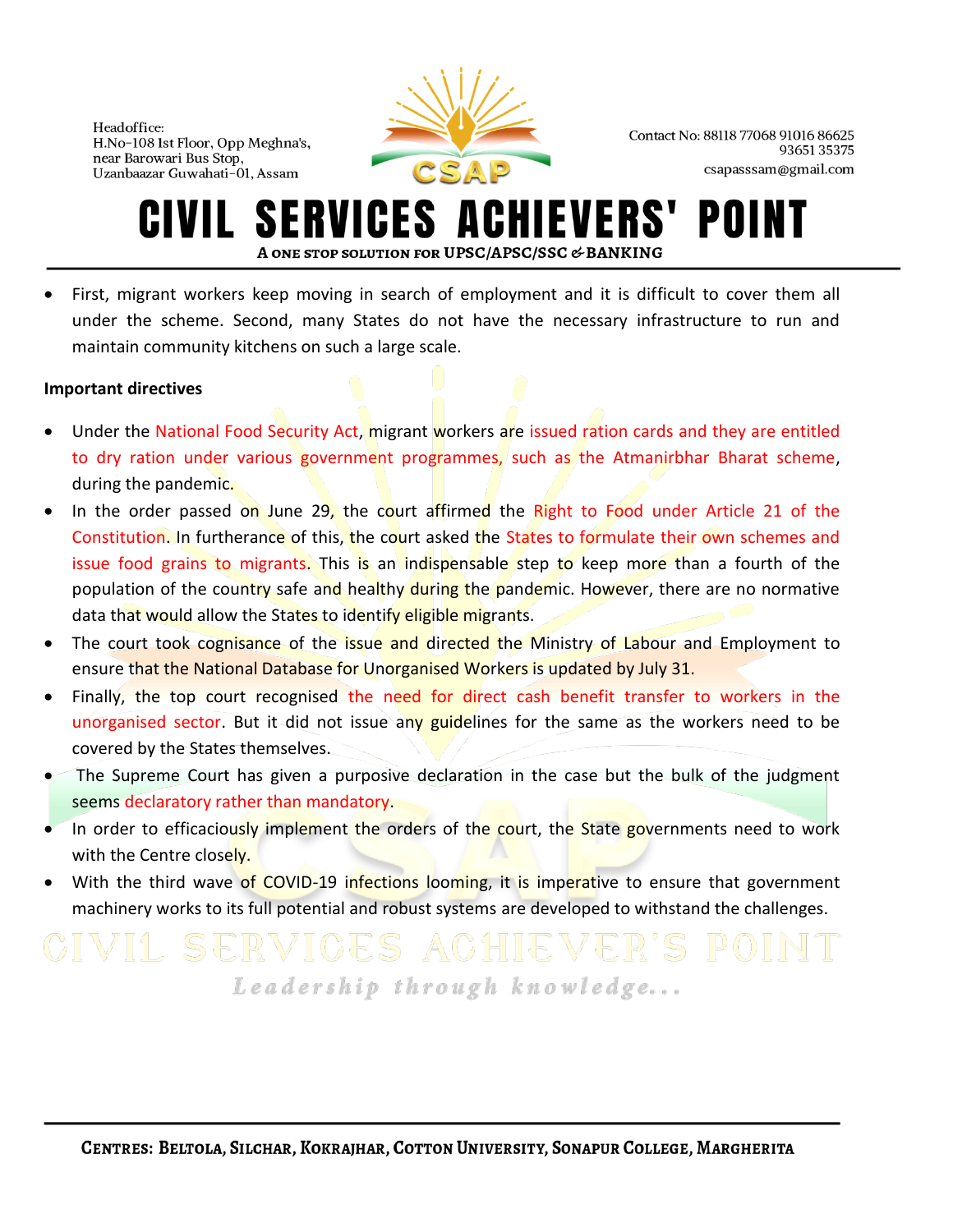- First, migrant workers keep moving in search of employment and it is difficult to cover them all under the scheme. Second, many States do not have the necessary infrastructure to run and maintain community kitchens on such a large scale.

**Important directives**

- Under the National Food Security Act, migrant workers are issued ration cards and they are entitled to dry ration under various government programmes, such as the Atmanirbhar Bharat scheme, during the pandemic.
- In the order passed on June 29, the court affirmed the Right to Food under Article 21 of the Constitution. In furtherance of this, the court asked the States to formulate their own schemes and issue food grains to migrants. This is an indispensable step to keep more than a fourth of the population of the country safe and healthy during the pandemic. However, there are no normative data that would allow the States to identify eligible migrants.
- The court took cognisance of the issue and directed the Ministry of Labour and Employment to ensure that the National Database for Unorganised Workers is updated by July 31.
- Finally, the top court recognised the need for direct cash benefit transfer to workers in the unorganised sector. But it did not issue any guidelines for the same as the workers need to be covered by the States themselves.
- The Supreme Court has given a purposive declaration in the case but the bulk of the judgment seems declaratory rather than mandatory.
- In order to efficaciously implement the orders of the court, the State governments need to work with the Centre closely.
- With the third wave of COVID-19 infections looming, it is imperative to ensure that government machinery works to its full potential and robust systems are developed to withstand the challenges.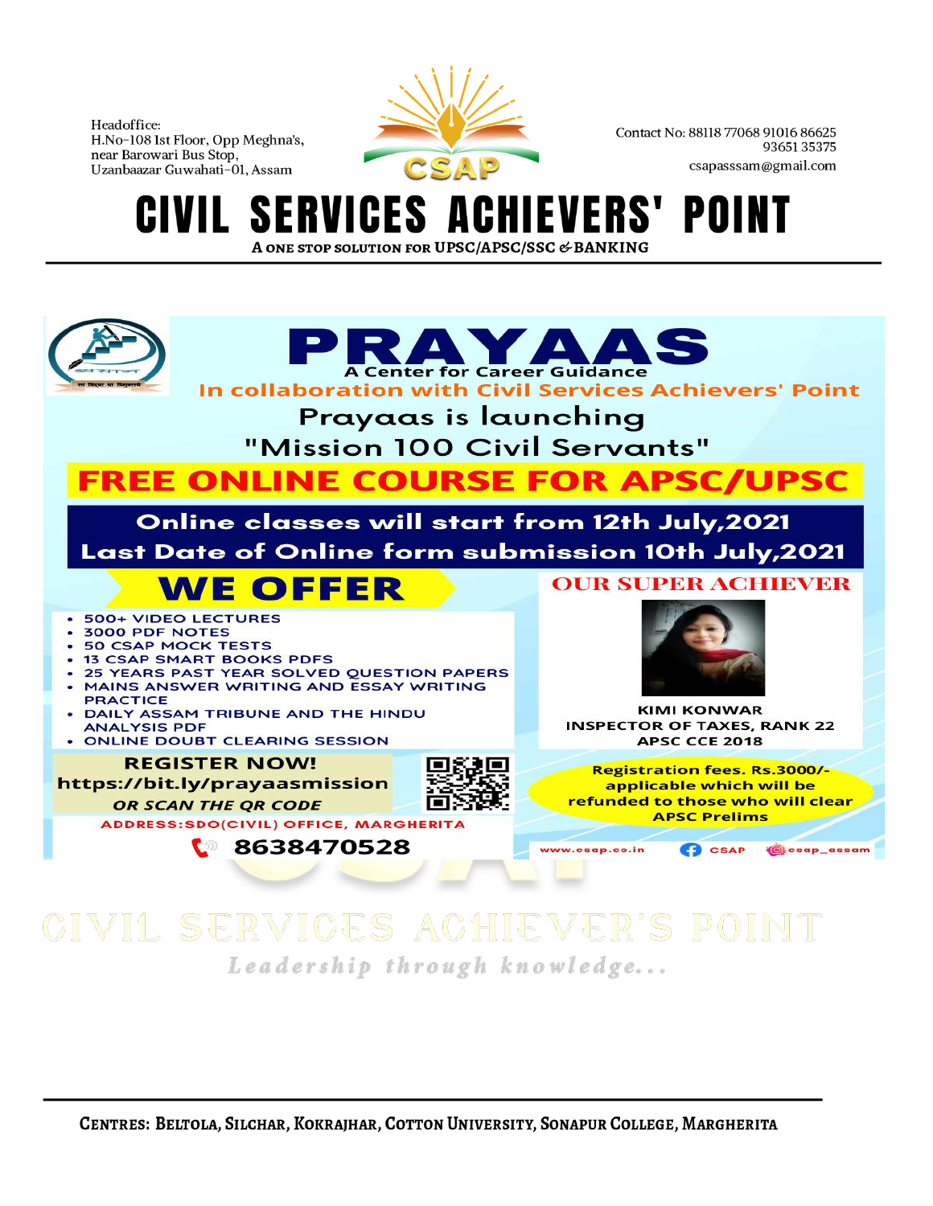Headoffice:
H.No-108 1st Floor, Opp Meghna's,
near Barowari Bus Stop,
Uzanbaazar Guwahati-01, Assam

CSAP

Contact No: 88118 77068 91016 86625
93651 35375
csapasssam@gmail.com

# CIVIL SERVICES ACHIEVERS' POINT

A ONE STOP SOLUTION FOR UPSC/APSC/SSC & BANKING

# PRAYAAS

A Center for Career Guidance

In collaboration with Civil Services Achievers' Point

Prayaas is launching
"Mission 100 Civil Servants"

## FREE ONLINE COURSE FOR APSC/UPSC

**Online classes will start from 12th July,2021**
**Last Date of Online form submission 10th July,2021**

## WE OFFER

- 500+ VIDEO LECTURES
- 3000 PDF NOTES
- 50 CSAP MOCK TESTS
- 13 CSAP SMART BOOKS PDFS
- 25 YEARS PAST YEAR SOLVED QUESTION PAPERS
- MAINS ANSWER WRITING AND ESSAY WRITING PRACTICE
- DAILY ASSAM TRIBUNE AND THE HINDU ANALYSIS PDF
- ONLINE DOUBT CLEARING SESSION

**REGISTER NOW!**
https://bit.ly/prayaasmission
*OR SCAN THE QR CODE*

ADDRESS:SDO(CIVIL) OFFICE, MARGHERITA

8638470528

## OUR SUPER ACHIEVER

KIMI KONWAR
INSPECTOR OF TAXES, RANK 22
APSC CCE 2018

Registration fees. Rs.3000/- applicable which will be refunded to those who will clear APSC Prelims

www.csap.co.in CSAP csap_assam

CIVIL SERVICES ACHIEVER'S POINT

*Leadership through knowledge...*

CENTRES: BELTOLA, SILCHAR, KOKRAJHAR, COTTON UNIVERSITY, SONAPUR COLLEGE, MARGHERITA